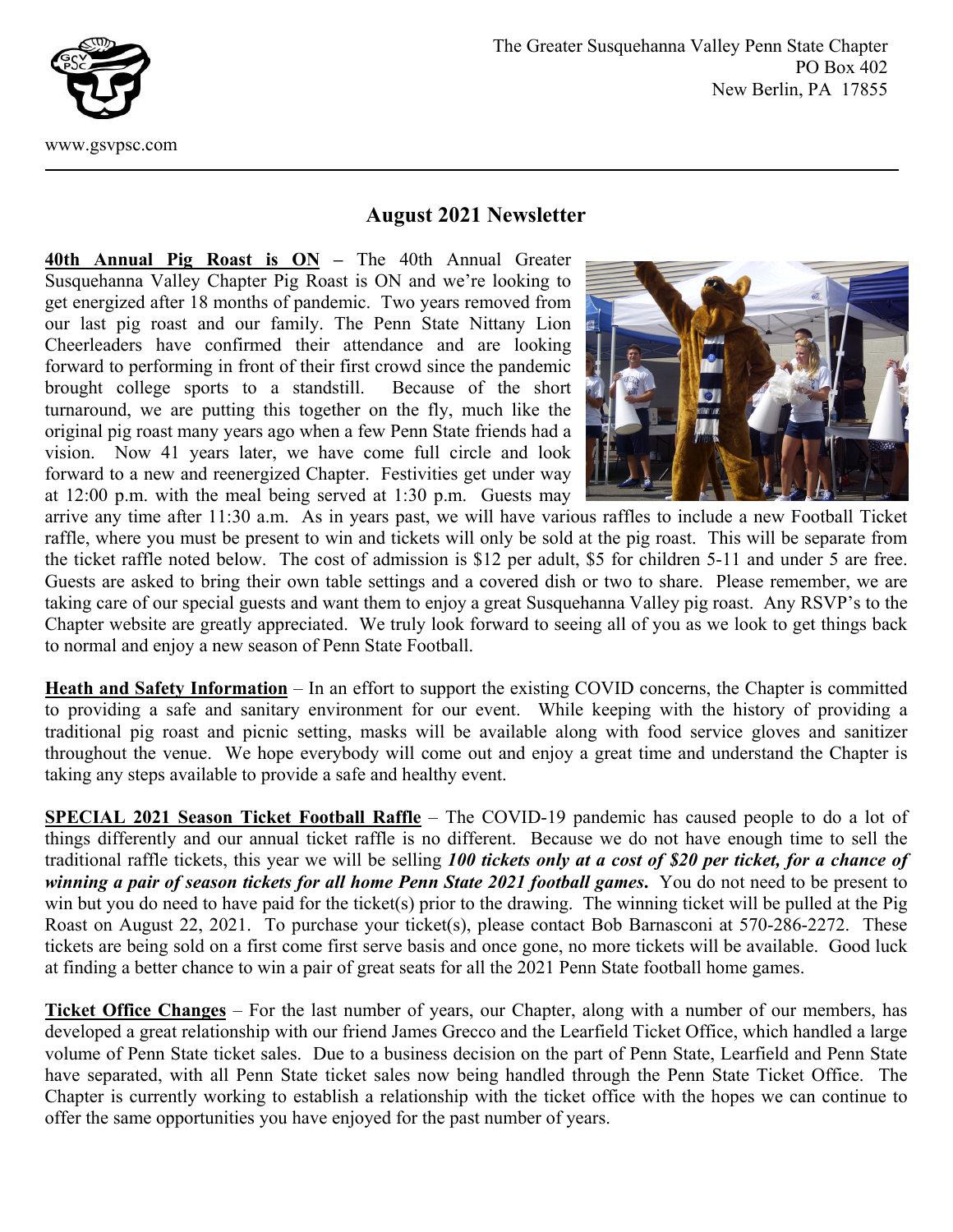The Greater Susquehanna Valley Penn State Chapter
PO Box 402
New Berlin, PA 17855

www.gsvpsc.com

## August 2021 Newsletter

**40th Annual Pig Roast is ON** – The 40th Annual Greater Susquehanna Valley Chapter Pig Roast is ON and we're looking to get energized after 18 months of pandemic. Two years removed from our last pig roast and our family. The Penn State Nittany Lion Cheerleaders have confirmed their attendance and are looking forward to performing in front of their first crowd since the pandemic brought college sports to a standstill. Because of the short turnaround, we are putting this together on the fly, much like the original pig roast many years ago when a few Penn State friends had a vision. Now 41 years later, we have come full circle and look forward to a new and reenergized Chapter. Festivities get under way at 12:00 p.m. with the meal being served at 1:30 p.m. Guests may arrive any time after 11:30 a.m. As in years past, we will have various raffles to include a new Football Ticket raffle, where you must be present to win and tickets will only be sold at the pig roast. This will be separate from the ticket raffle noted below. The cost of admission is $12 per adult, $5 for children 5-11 and under 5 are free. Guests are asked to bring their own table settings and a covered dish or two to share. Please remember, we are taking care of our special guests and want them to enjoy a great Susquehanna Valley pig roast. Any RSVP's to the Chapter website are greatly appreciated. We truly look forward to seeing all of you as we look to get things back to normal and enjoy a new season of Penn State Football.

**Heath and Safety Information** – In an effort to support the existing COVID concerns, the Chapter is committed to providing a safe and sanitary environment for our event. While keeping with the history of providing a traditional pig roast and picnic setting, masks will be available along with food service gloves and sanitizer throughout the venue. We hope everybody will come out and enjoy a great time and understand the Chapter is taking any steps available to provide a safe and healthy event.

**SPECIAL 2021 Season Ticket Football Raffle** – The COVID-19 pandemic has caused people to do a lot of things differently and our annual ticket raffle is no different. Because we do not have enough time to sell the traditional raffle tickets, this year we will be selling ***100 tickets only at a cost of $20 per ticket, for a chance of winning a pair of season tickets for all home Penn State 2021 football games.*** You do not need to be present to win but you do need to have paid for the ticket(s) prior to the drawing. The winning ticket will be pulled at the Pig Roast on August 22, 2021. To purchase your ticket(s), please contact Bob Barnasconi at 570-286-2272. These tickets are being sold on a first come first serve basis and once gone, no more tickets will be available. Good luck at finding a better chance to win a pair of great seats for all the 2021 Penn State football home games.

**Ticket Office Changes** – For the last number of years, our Chapter, along with a number of our members, has developed a great relationship with our friend James Grecco and the Learfield Ticket Office, which handled a large volume of Penn State ticket sales. Due to a business decision on the part of Penn State, Learfield and Penn State have separated, with all Penn State ticket sales now being handled through the Penn State Ticket Office. The Chapter is currently working to establish a relationship with the ticket office with the hopes we can continue to offer the same opportunities you have enjoyed for the past number of years.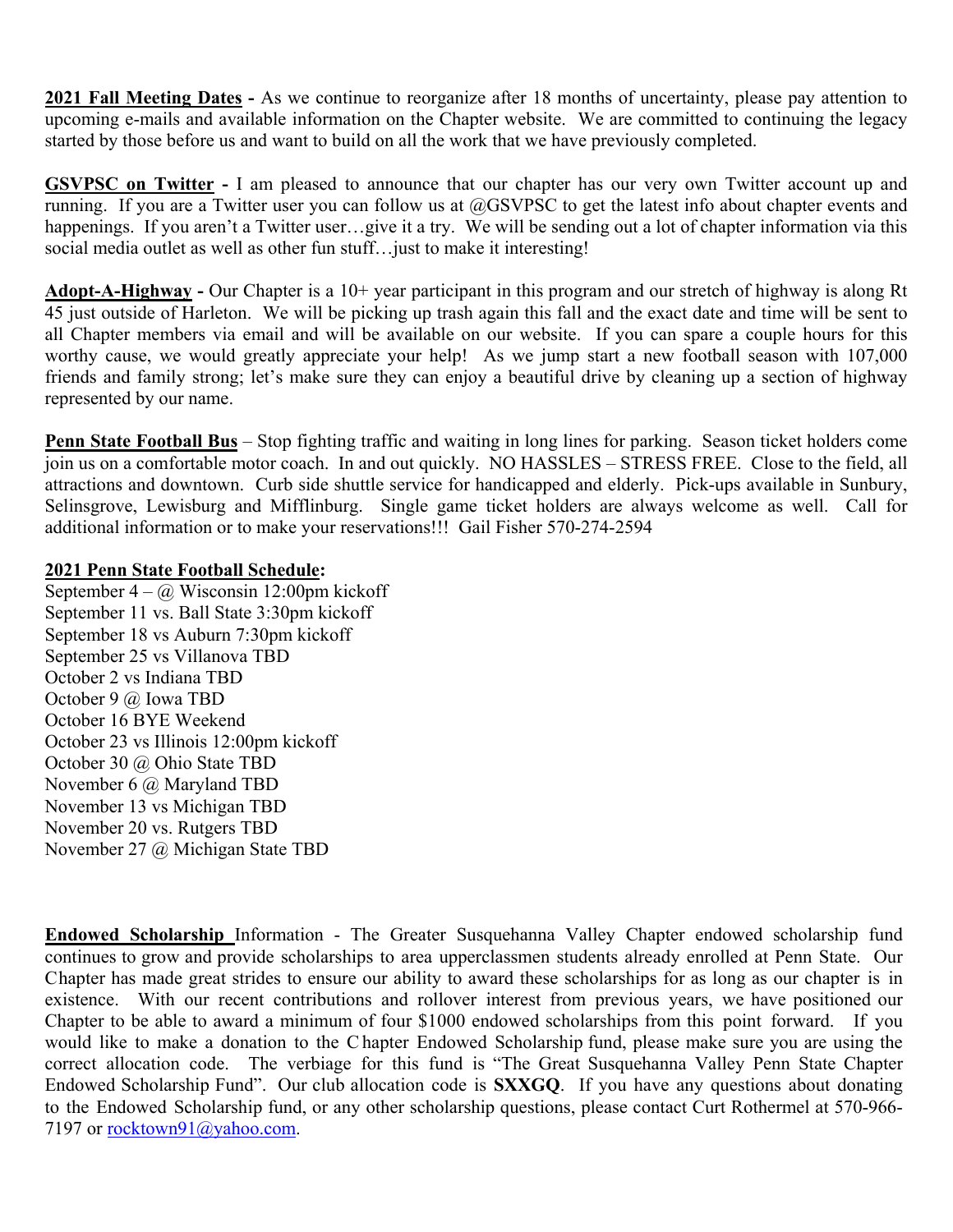**2021 Fall Meeting Dates -** As we continue to reorganize after 18 months of uncertainty, please pay attention to upcoming e-mails and available information on the Chapter website. We are committed to continuing the legacy started by those before us and want to build on all the work that we have previously completed.

**GSVPSC on Twitter -** I am pleased to announce that our chapter has our very own Twitter account up and running. If you are a Twitter user you can follow us at @GSVPSC to get the latest info about chapter events and happenings. If you aren't a Twitter user…give it a try. We will be sending out a lot of chapter information via this social media outlet as well as other fun stuff…just to make it interesting!

**Adopt-A-Highway -** Our Chapter is a 10+ year participant in this program and our stretch of highway is along Rt 45 just outside of Harleton. We will be picking up trash again this fall and the exact date and time will be sent to all Chapter members via email and will be available on our website. If you can spare a couple hours for this worthy cause, we would greatly appreciate your help! As we jump start a new football season with 107,000 friends and family strong; let's make sure they can enjoy a beautiful drive by cleaning up a section of highway represented by our name.

**Penn State Football Bus** – Stop fighting traffic and waiting in long lines for parking. Season ticket holders come join us on a comfortable motor coach. In and out quickly. NO HASSLES – STRESS FREE. Close to the field, all attractions and downtown. Curb side shuttle service for handicapped and elderly. Pick-ups available in Sunbury, Selinsgrove, Lewisburg and Mifflinburg. Single game ticket holders are always welcome as well. Call for additional information or to make your reservations!!! Gail Fisher 570-274-2594

**2021 Penn State Football Schedule:**

September 4 – @ Wisconsin 12:00pm kickoff
September 11 vs. Ball State 3:30pm kickoff
September 18 vs Auburn 7:30pm kickoff
September 25 vs Villanova TBD
October 2 vs Indiana TBD
October 9 @ Iowa TBD
October 16 BYE Weekend
October 23 vs Illinois 12:00pm kickoff
October 30 @ Ohio State TBD
November 6 @ Maryland TBD
November 13 vs Michigan TBD
November 20 vs. Rutgers TBD
November 27 @ Michigan State TBD

**Endowed Scholarship** Information - The Greater Susquehanna Valley Chapter endowed scholarship fund continues to grow and provide scholarships to area upperclassmen students already enrolled at Penn State. Our Chapter has made great strides to ensure our ability to award these scholarships for as long as our chapter is in existence. With our recent contributions and rollover interest from previous years, we have positioned our Chapter to be able to award a minimum of four $1000 endowed scholarships from this point forward. If you would like to make a donation to the Chapter Endowed Scholarship fund, please make sure you are using the correct allocation code. The verbiage for this fund is "The Great Susquehanna Valley Penn State Chapter Endowed Scholarship Fund". Our club allocation code is **SXXGQ**. If you have any questions about donating to the Endowed Scholarship fund, or any other scholarship questions, please contact Curt Rothermel at 570-966-7197 or rocktown91@yahoo.com.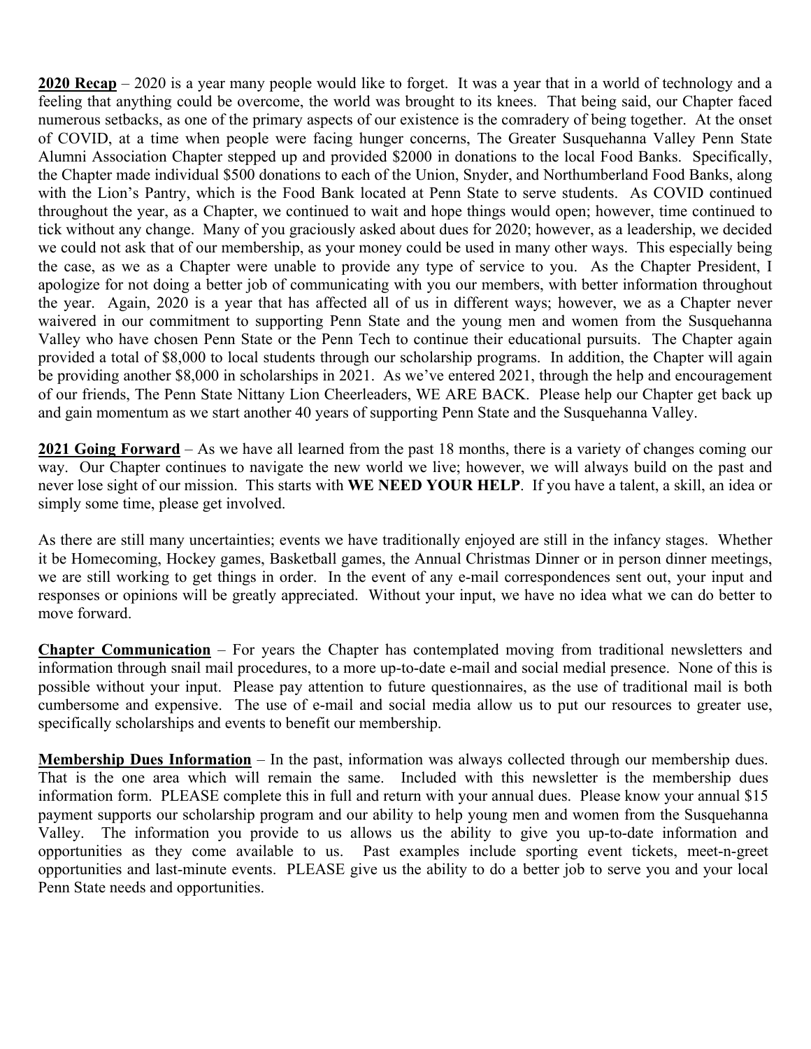**2020 Recap** – 2020 is a year many people would like to forget. It was a year that in a world of technology and a feeling that anything could be overcome, the world was brought to its knees. That being said, our Chapter faced numerous setbacks, as one of the primary aspects of our existence is the comradery of being together. At the onset of COVID, at a time when people were facing hunger concerns, The Greater Susquehanna Valley Penn State Alumni Association Chapter stepped up and provided $2000 in donations to the local Food Banks. Specifically, the Chapter made individual $500 donations to each of the Union, Snyder, and Northumberland Food Banks, along with the Lion's Pantry, which is the Food Bank located at Penn State to serve students. As COVID continued throughout the year, as a Chapter, we continued to wait and hope things would open; however, time continued to tick without any change. Many of you graciously asked about dues for 2020; however, as a leadership, we decided we could not ask that of our membership, as your money could be used in many other ways. This especially being the case, as we as a Chapter were unable to provide any type of service to you. As the Chapter President, I apologize for not doing a better job of communicating with you our members, with better information throughout the year. Again, 2020 is a year that has affected all of us in different ways; however, we as a Chapter never waivered in our commitment to supporting Penn State and the young men and women from the Susquehanna Valley who have chosen Penn State or the Penn Tech to continue their educational pursuits. The Chapter again provided a total of $8,000 to local students through our scholarship programs. In addition, the Chapter will again be providing another $8,000 in scholarships in 2021. As we've entered 2021, through the help and encouragement of our friends, The Penn State Nittany Lion Cheerleaders, WE ARE BACK. Please help our Chapter get back up and gain momentum as we start another 40 years of supporting Penn State and the Susquehanna Valley.

**2021 Going Forward** – As we have all learned from the past 18 months, there is a variety of changes coming our way. Our Chapter continues to navigate the new world we live; however, we will always build on the past and never lose sight of our mission. This starts with **WE NEED YOUR HELP**. If you have a talent, a skill, an idea or simply some time, please get involved.

As there are still many uncertainties; events we have traditionally enjoyed are still in the infancy stages. Whether it be Homecoming, Hockey games, Basketball games, the Annual Christmas Dinner or in person dinner meetings, we are still working to get things in order. In the event of any e-mail correspondences sent out, your input and responses or opinions will be greatly appreciated. Without your input, we have no idea what we can do better to move forward.

**Chapter Communication** – For years the Chapter has contemplated moving from traditional newsletters and information through snail mail procedures, to a more up-to-date e-mail and social medial presence. None of this is possible without your input. Please pay attention to future questionnaires, as the use of traditional mail is both cumbersome and expensive. The use of e-mail and social media allow us to put our resources to greater use, specifically scholarships and events to benefit our membership.

**Membership Dues Information** – In the past, information was always collected through our membership dues. That is the one area which will remain the same. Included with this newsletter is the membership dues information form. PLEASE complete this in full and return with your annual dues. Please know your annual $15 payment supports our scholarship program and our ability to help young men and women from the Susquehanna Valley. The information you provide to us allows us the ability to give you up-to-date information and opportunities as they come available to us. Past examples include sporting event tickets, meet-n-greet opportunities and last-minute events. PLEASE give us the ability to do a better job to serve you and your local Penn State needs and opportunities.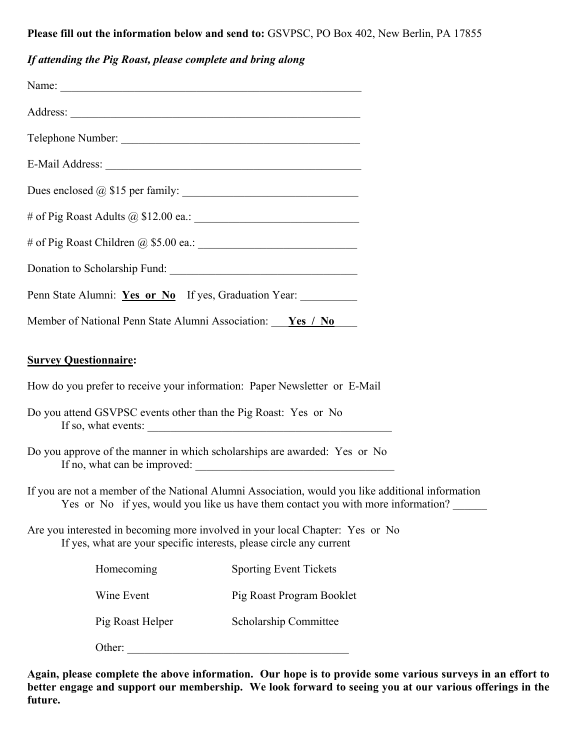**Please fill out the information below and send to:** GSVPSC, PO Box 402, New Berlin, PA 17855

***If attending the Pig Roast, please complete and bring along***

Name: ______________________________________________________

Address: ____________________________________________________

Telephone Number: ____________________________________________

E-Mail Address: _______________________________________________

Dues enclosed @ $15 per family: _______________________________

# of Pig Roast Adults @ $12.00 ea.: _____________________________

# of Pig Roast Children @ $5.00 ea.: ___________________________

Donation to Scholarship Fund: _________________________________

Penn State Alumni: **Yes or No** If yes, Graduation Year: __________

Member of National Penn State Alumni Association: ___**Yes / No**____

**Survey Questionnaire:**

How do you prefer to receive your information: Paper Newsletter or E-Mail

Do you attend GSVPSC events other than the Pig Roast: Yes or No
If so, what events: ____________________________________________

Do you approve of the manner in which scholarships are awarded: Yes or No
If no, what can be improved: ___________________________________

If you are not a member of the National Alumni Association, would you like additional information
Yes or No if yes, would you like us have them contact you with more information? ______

Are you interested in becoming more involved in your local Chapter: Yes or No
If yes, what are your specific interests, please circle any current

| | |
|---|---|
| Homecoming | Sporting Event Tickets |
| Wine Event | Pig Roast Program Booklet |
| Pig Roast Helper | Scholarship Committee |

Other: _______________________________________

**Again, please complete the above information. Our hope is to provide some various surveys in an effort to better engage and support our membership. We look forward to seeing you at our various offerings in the future.**